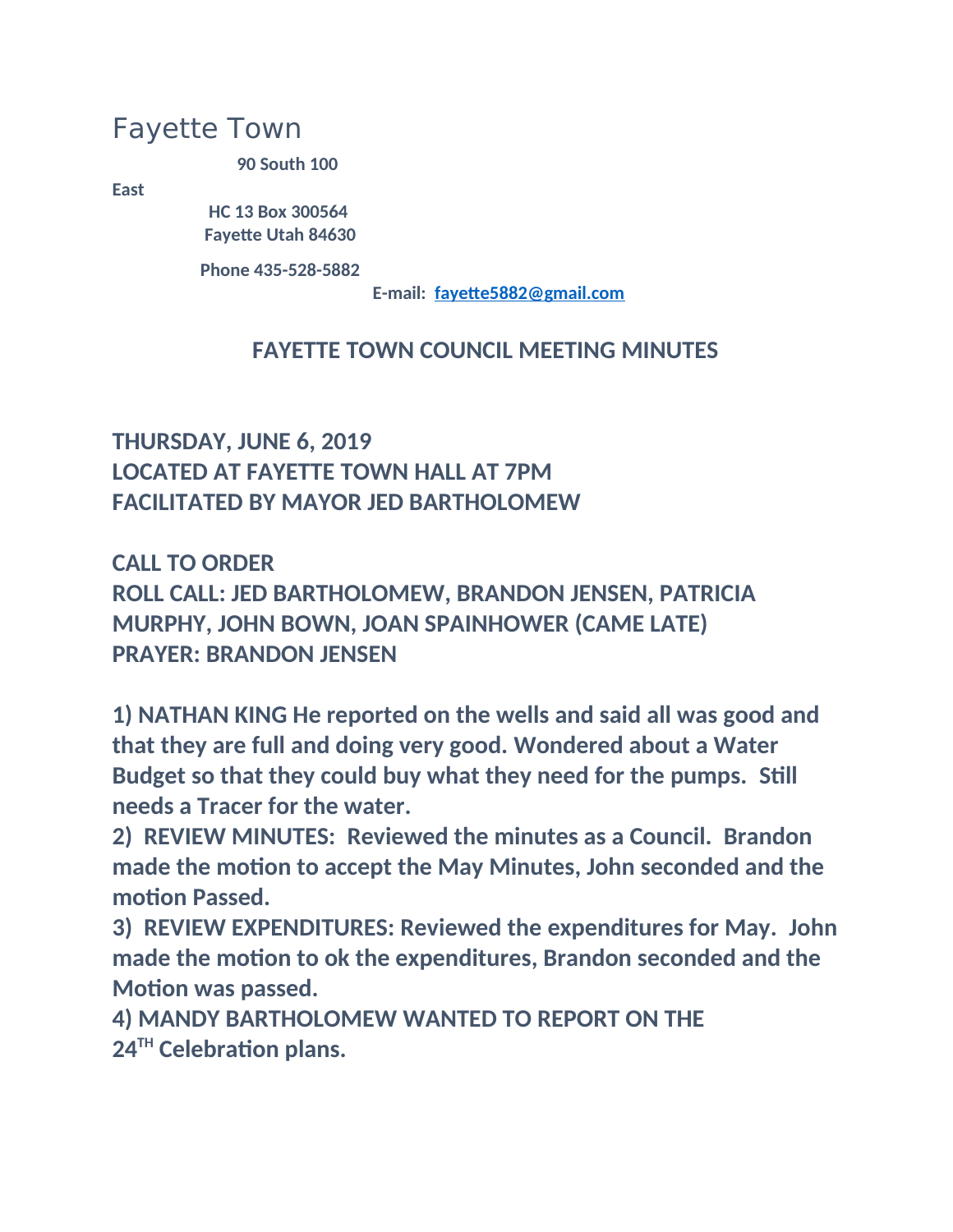# Fayette Town

**90 South 100**

**East**

**HC 13 Box 300564**
**Fayette Utah 84630**

**Phone 435-528-5882**

**E-mail: fayette5882@gmail.com**

## FAYETTE TOWN COUNCIL MEETING MINUTES

**THURSDAY, JUNE 6, 2019**
**LOCATED AT FAYETTE TOWN HALL AT 7PM**
**FACILITATED BY MAYOR JED BARTHOLOMEW**

**CALL TO ORDER**
**ROLL CALL: JED BARTHOLOMEW, BRANDON JENSEN, PATRICIA MURPHY, JOHN BOWN, JOAN SPAINHOWER (CAME LATE)**
**PRAYER: BRANDON JENSEN**

**1) NATHAN KING He reported on the wells and said all was good and that they are full and doing very good. Wondered about a Water Budget so that they could buy what they need for the pumps. Still needs a Tracer for the water.**
**2) REVIEW MINUTES: Reviewed the minutes as a Council. Brandon made the motion to accept the May Minutes, John seconded and the motion Passed.**
**3) REVIEW EXPENDITURES: Reviewed the expenditures for May. John made the motion to ok the expenditures, Brandon seconded and the Motion was passed.**
**4) MANDY BARTHOLOMEW WANTED TO REPORT ON THE 24TH Celebration plans.**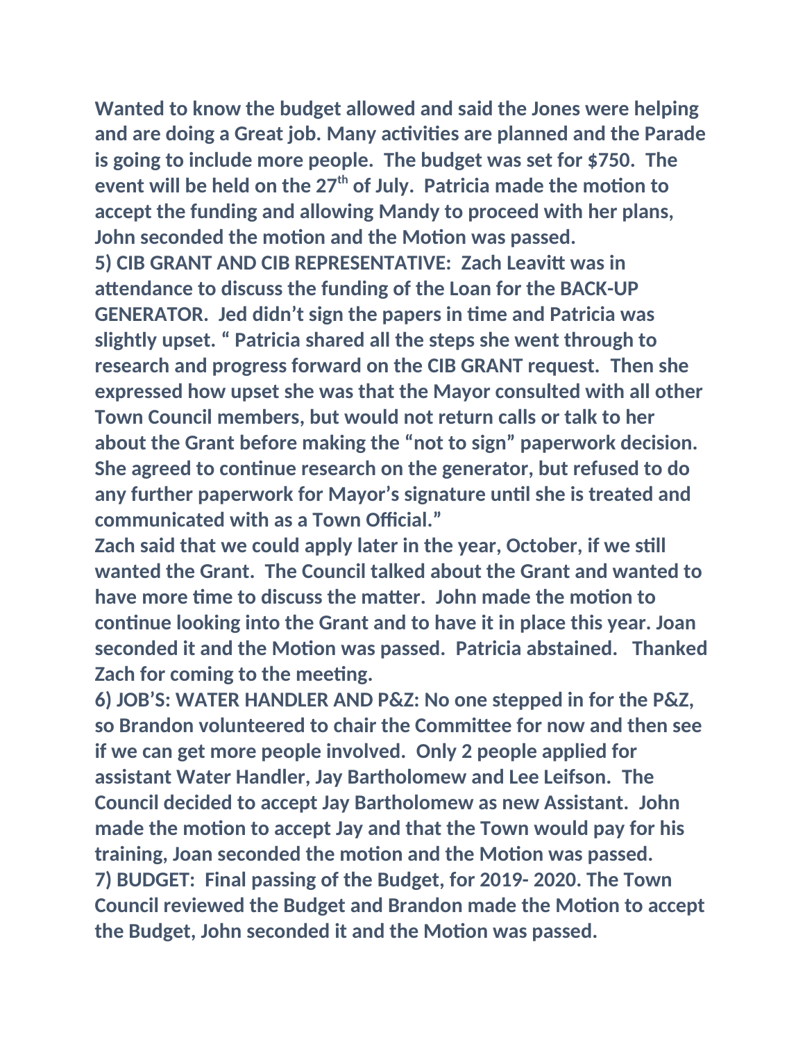**Wanted to know the budget allowed and said the Jones were helping and are doing a Great job. Many activities are planned and the Parade is going to include more people. The budget was set for $750. The event will be held on the 27th of July. Patricia made the motion to accept the funding and allowing Mandy to proceed with her plans, John seconded the motion and the Motion was passed.**

**5) CIB GRANT AND CIB REPRESENTATIVE: Zach Leavitt was in attendance to discuss the funding of the Loan for the BACK-UP GENERATOR. Jed didn't sign the papers in time and Patricia was slightly upset. " Patricia shared all the steps she went through to research and progress forward on the CIB GRANT request. Then she expressed how upset she was that the Mayor consulted with all other Town Council members, but would not return calls or talk to her about the Grant before making the "not to sign" paperwork decision. She agreed to continue research on the generator, but refused to do any further paperwork for Mayor's signature until she is treated and communicated with as a Town Official."**

**Zach said that we could apply later in the year, October, if we still wanted the Grant. The Council talked about the Grant and wanted to have more time to discuss the matter. John made the motion to continue looking into the Grant and to have it in place this year. Joan seconded it and the Motion was passed. Patricia abstained. Thanked Zach for coming to the meeting.**

**6) JOB'S: WATER HANDLER AND P&Z: No one stepped in for the P&Z, so Brandon volunteered to chair the Committee for now and then see if we can get more people involved. Only 2 people applied for assistant Water Handler, Jay Bartholomew and Lee Leifson. The Council decided to accept Jay Bartholomew as new Assistant. John made the motion to accept Jay and that the Town would pay for his training, Joan seconded the motion and the Motion was passed.**

**7) BUDGET: Final passing of the Budget, for 2019- 2020. The Town Council reviewed the Budget and Brandon made the Motion to accept the Budget, John seconded it and the Motion was passed.**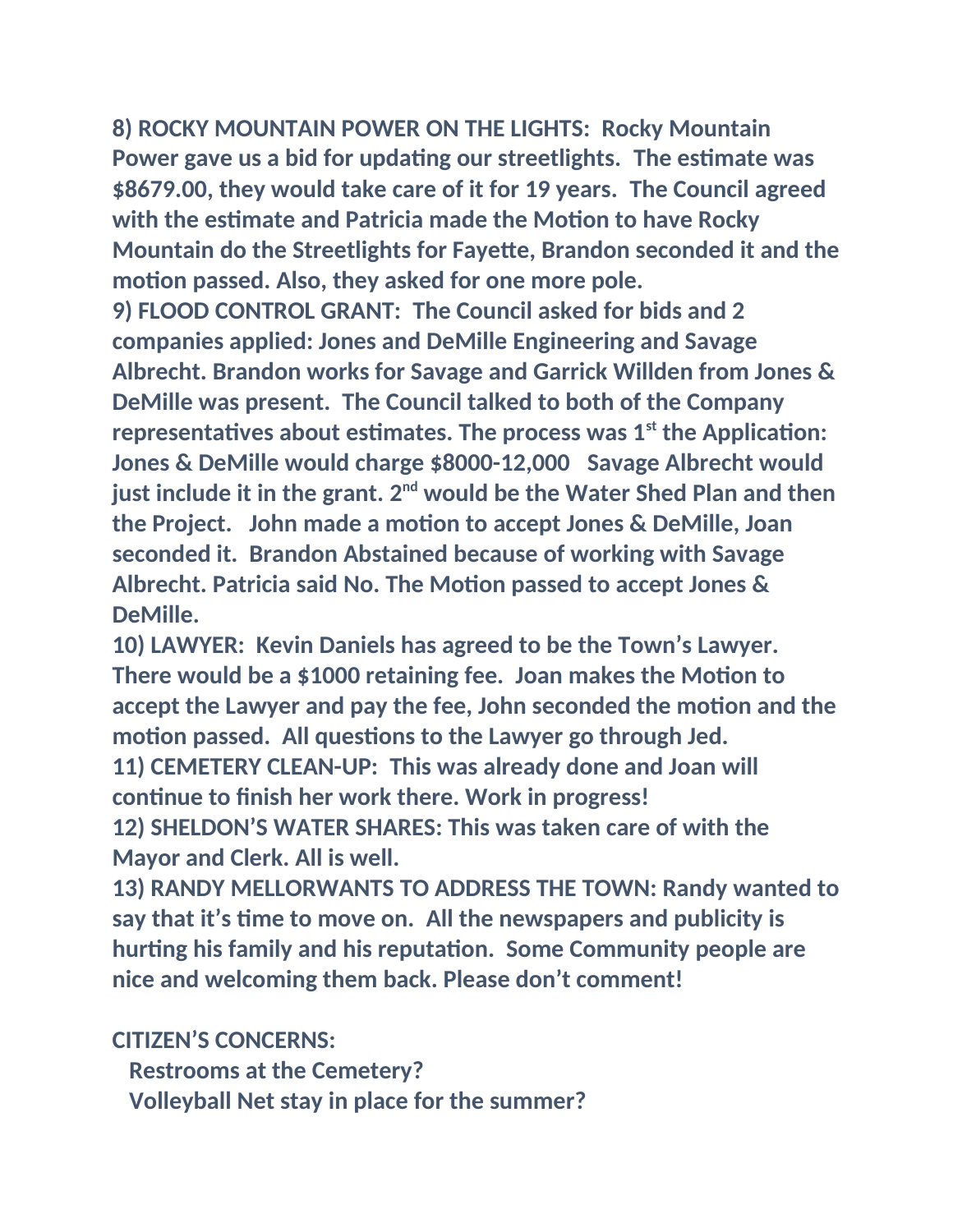**8) ROCKY MOUNTAIN POWER ON THE LIGHTS: Rocky Mountain Power gave us a bid for updating our streetlights. The estimate was $8679.00, they would take care of it for 19 years. The Council agreed with the estimate and Patricia made the Motion to have Rocky Mountain do the Streetlights for Fayette, Brandon seconded it and the motion passed. Also, they asked for one more pole.**

**9) FLOOD CONTROL GRANT: The Council asked for bids and 2 companies applied: Jones and DeMille Engineering and Savage Albrecht. Brandon works for Savage and Garrick Willden from Jones & DeMille was present. The Council talked to both of the Company representatives about estimates. The process was 1st the Application: Jones & DeMille would charge $8000-12,000 Savage Albrecht would just include it in the grant. 2nd would be the Water Shed Plan and then the Project. John made a motion to accept Jones & DeMille, Joan seconded it. Brandon Abstained because of working with Savage Albrecht. Patricia said No. The Motion passed to accept Jones & DeMille.**

**10) LAWYER: Kevin Daniels has agreed to be the Town's Lawyer. There would be a $1000 retaining fee. Joan makes the Motion to accept the Lawyer and pay the fee, John seconded the motion and the motion passed. All questions to the Lawyer go through Jed.**

**11) CEMETERY CLEAN-UP: This was already done and Joan will continue to finish her work there. Work in progress!**

**12) SHELDON'S WATER SHARES: This was taken care of with the Mayor and Clerk. All is well.**

**13) RANDY MELLORWANTS TO ADDRESS THE TOWN: Randy wanted to say that it's time to move on. All the newspapers and publicity is hurting his family and his reputation. Some Community people are nice and welcoming them back. Please don't comment!**

**CITIZEN'S CONCERNS:**

**Restrooms at the Cemetery?**

**Volleyball Net stay in place for the summer?**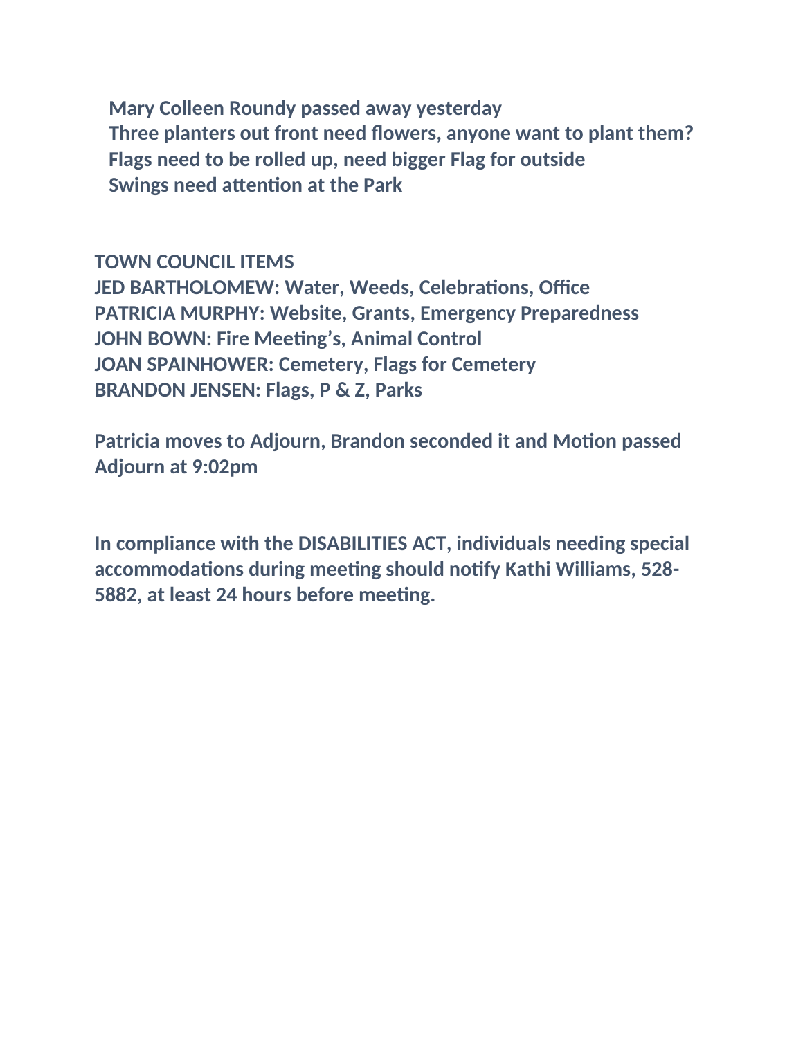**Mary Colleen Roundy passed away yesterday**
**Three planters out front need flowers, anyone want to plant them?**
**Flags need to be rolled up, need bigger Flag for outside**
**Swings need attention at the Park**

**TOWN COUNCIL ITEMS**
**JED BARTHOLOMEW: Water, Weeds, Celebrations, Office**
**PATRICIA MURPHY: Website, Grants, Emergency Preparedness**
**JOHN BOWN: Fire Meeting's, Animal Control**
**JOAN SPAINHOWER: Cemetery, Flags for Cemetery**
**BRANDON JENSEN: Flags, P & Z, Parks**

**Patricia moves to Adjourn, Brandon seconded it and Motion passed**
**Adjourn at 9:02pm**

**In compliance with the DISABILITIES ACT, individuals needing special accommodations during meeting should notify Kathi Williams, 528-5882, at least 24 hours before meeting.**